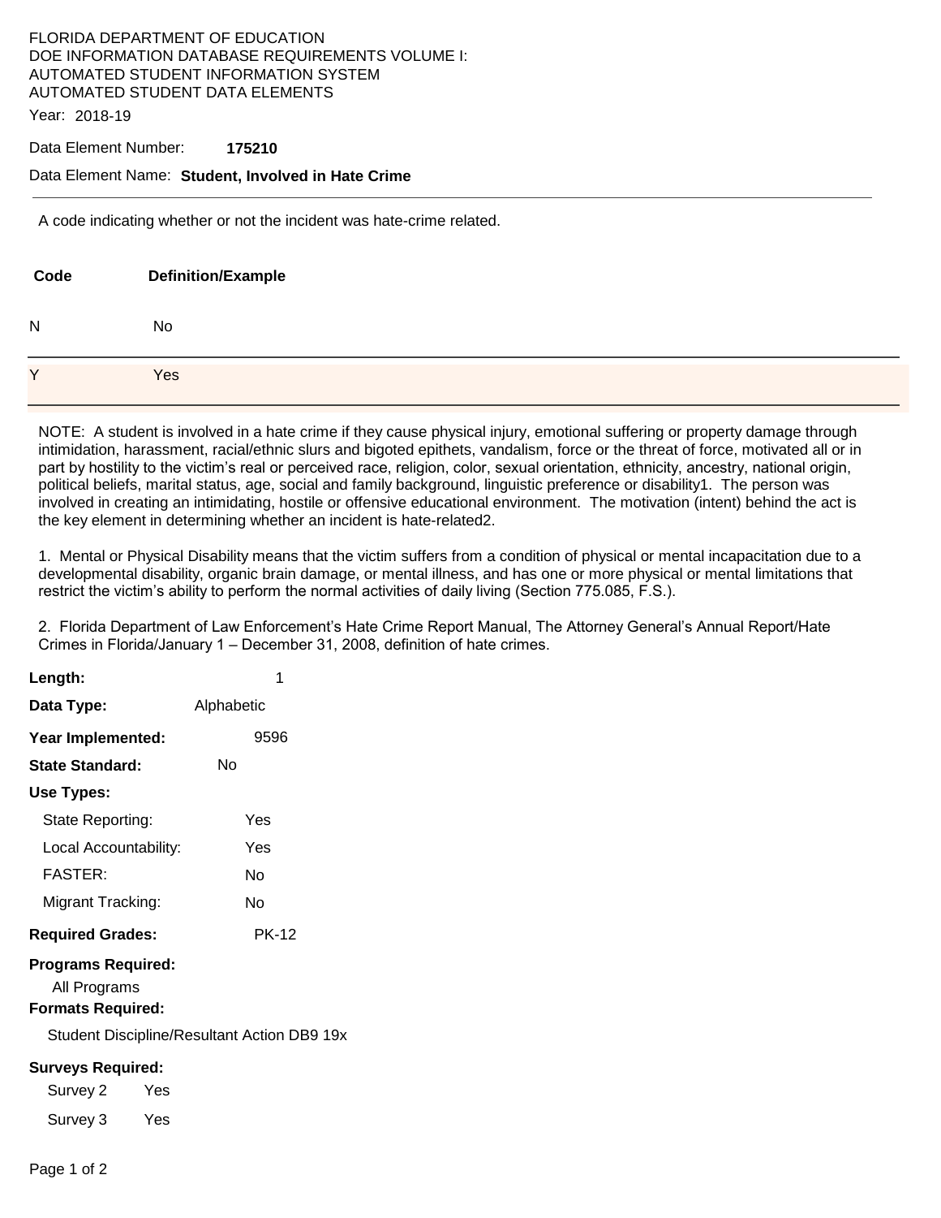FLORIDA DEPARTMENT OF EDUCATION
DOE INFORMATION DATABASE REQUIREMENTS VOLUME I:
AUTOMATED STUDENT INFORMATION SYSTEM
AUTOMATED STUDENT DATA ELEMENTS

Year: 2018-19

Data Element Number: **175210**

Data Element Name: **Student, Involved in Hate Crime**

---

A code indicating whether or not the incident was hate-crime related.

| Code | Definition/Example |
|---|---|
| N | No |
| Y | Yes |

NOTE: A student is involved in a hate crime if they cause physical injury, emotional suffering or property damage through intimidation, harassment, racial/ethnic slurs and bigoted epithets, vandalism, force or the threat of force, motivated all or in part by hostility to the victim's real or perceived race, religion, color, sexual orientation, ethnicity, ancestry, national origin, political beliefs, marital status, age, social and family background, linguistic preference or disability1. The person was involved in creating an intimidating, hostile or offensive educational environment. The motivation (intent) behind the act is the key element in determining whether an incident is hate-related2.

1. Mental or Physical Disability means that the victim suffers from a condition of physical or mental incapacitation due to a developmental disability, organic brain damage, or mental illness, and has one or more physical or mental limitations that restrict the victim's ability to perform the normal activities of daily living (Section 775.085, F.S.).

2. Florida Department of Law Enforcement's Hate Crime Report Manual, The Attorney General's Annual Report/Hate Crimes in Florida/January 1 – December 31, 2008, definition of hate crimes.

**Length:** 1

**Data Type:** Alphabetic

**Year Implemented:** 9596

**State Standard:** No

**Use Types:**

- State Reporting: Yes
- Local Accountability: Yes
- FASTER: No
- Migrant Tracking: No

**Required Grades:** PK-12

**Programs Required:**

All Programs

**Formats Required:**

Student Discipline/Resultant Action DB9 19x

**Surveys Required:**

- Survey 2 Yes
- Survey 3 Yes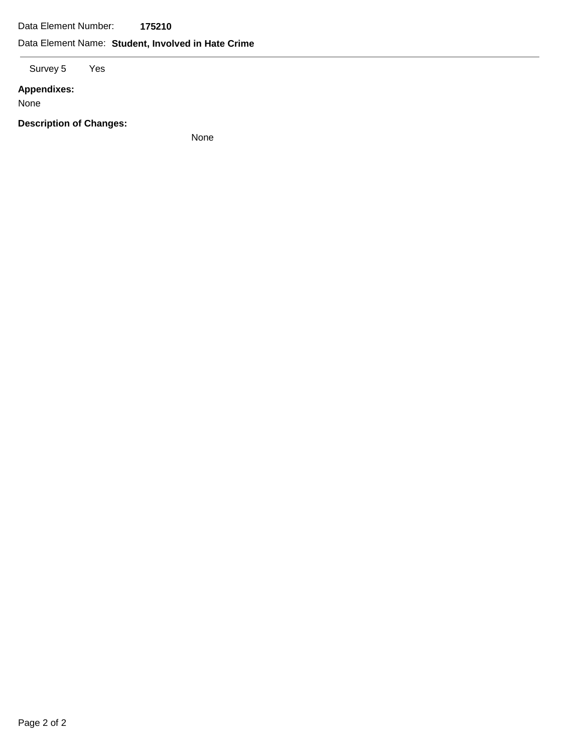Data Element Number: **175210**

Data Element Name: **Student, Involved in Hate Crime**

---

Survey 5 Yes

**Appendixes:**

None

**Description of Changes:**

None